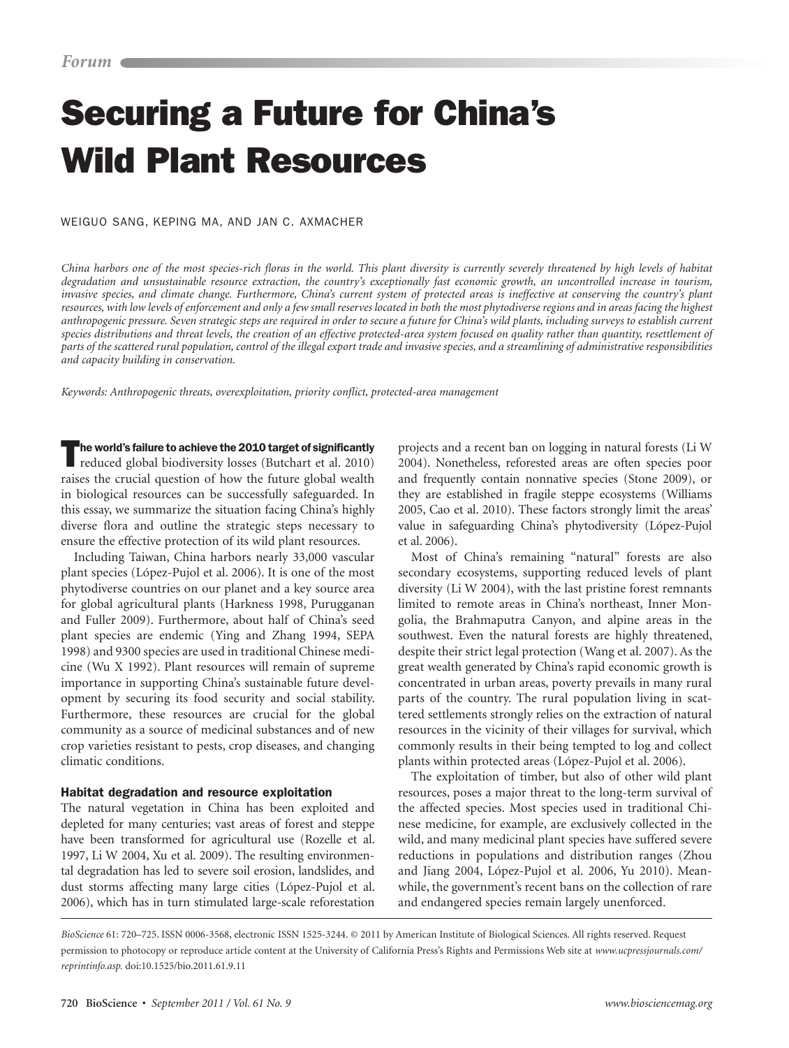Forum

# Securing a Future for China's Wild Plant Resources

WEIGUO SANG, KEPING MA, AND JAN C. AXMACHER

*China harbors one of the most species-rich floras in the world. This plant diversity is currently severely threatened by high levels of habitat degradation and unsustainable resource extraction, the country's exceptionally fast economic growth, an uncontrolled increase in tourism, invasive species, and climate change. Furthermore, China's current system of protected areas is ineffective at conserving the country's plant resources, with low levels of enforcement and only a few small reserves located in both the most phytodiverse regions and in areas facing the highest anthropogenic pressure. Seven strategic steps are required in order to secure a future for China's wild plants, including surveys to establish current species distributions and threat levels, the creation of an effective protected-area system focused on quality rather than quantity, resettlement of parts of the scattered rural population, control of the illegal export trade and invasive species, and a streamlining of administrative responsibilities and capacity building in conservation.*

*Keywords: Anthropogenic threats, overexploitation, priority conflict, protected-area management*

**The world's failure to achieve the 2010 target of significantly** reduced global biodiversity losses (Butchart et al. 2010) raises the crucial question of how the future global wealth in biological resources can be successfully safeguarded. In this essay, we summarize the situation facing China's highly diverse flora and outline the strategic steps necessary to ensure the effective protection of its wild plant resources.

Including Taiwan, China harbors nearly 33,000 vascular plant species (López-Pujol et al. 2006). It is one of the most phytodiverse countries on our planet and a key source area for global agricultural plants (Harkness 1998, Purugganan and Fuller 2009). Furthermore, about half of China's seed plant species are endemic (Ying and Zhang 1994, SEPA 1998) and 9300 species are used in traditional Chinese medicine (Wu X 1992). Plant resources will remain of supreme importance in supporting China's sustainable future development by securing its food security and social stability. Furthermore, these resources are crucial for the global community as a source of medicinal substances and of new crop varieties resistant to pests, crop diseases, and changing climatic conditions.

## Habitat degradation and resource exploitation

The natural vegetation in China has been exploited and depleted for many centuries; vast areas of forest and steppe have been transformed for agricultural use (Rozelle et al. 1997, Li W 2004, Xu et al. 2009). The resulting environmental degradation has led to severe soil erosion, landslides, and dust storms affecting many large cities (López-Pujol et al. 2006), which has in turn stimulated large-scale reforestation projects and a recent ban on logging in natural forests (Li W 2004). Nonetheless, reforested areas are often species poor and frequently contain nonnative species (Stone 2009), or they are established in fragile steppe ecosystems (Williams 2005, Cao et al. 2010). These factors strongly limit the areas' value in safeguarding China's phytodiversity (López-Pujol et al. 2006).

Most of China's remaining "natural" forests are also secondary ecosystems, supporting reduced levels of plant diversity (Li W 2004), with the last pristine forest remnants limited to remote areas in China's northeast, Inner Mongolia, the Brahmaputra Canyon, and alpine areas in the southwest. Even the natural forests are highly threatened, despite their strict legal protection (Wang et al. 2007). As the great wealth generated by China's rapid economic growth is concentrated in urban areas, poverty prevails in many rural parts of the country. The rural population living in scattered settlements strongly relies on the extraction of natural resources in the vicinity of their villages for survival, which commonly results in their being tempted to log and collect plants within protected areas (López-Pujol et al. 2006).

The exploitation of timber, but also of other wild plant resources, poses a major threat to the long-term survival of the affected species. Most species used in traditional Chinese medicine, for example, are exclusively collected in the wild, and many medicinal plant species have suffered severe reductions in populations and distribution ranges (Zhou and Jiang 2004, López-Pujol et al. 2006, Yu 2010). Meanwhile, the government's recent bans on the collection of rare and endangered species remain largely unenforced.

*BioScience* 61: 720–725. ISSN 0006-3568, electronic ISSN 1525-3244. © 2011 by American Institute of Biological Sciences. All rights reserved. Request permission to photocopy or reproduce article content at the University of California Press's Rights and Permissions Web site at *www.ucpressjournals.com/reprintinfo.asp.* doi:10.1525/bio.2011.61.9.11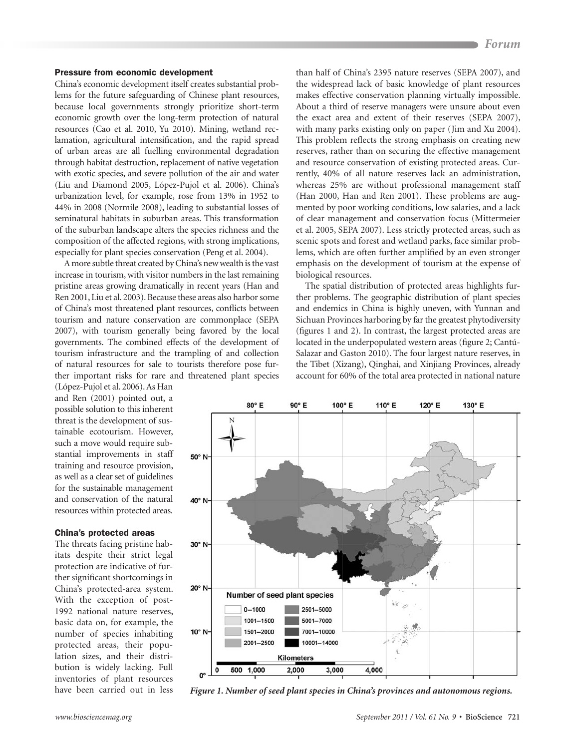## Pressure from economic development

China's economic development itself creates substantial problems for the future safeguarding of Chinese plant resources, because local governments strongly prioritize short-term economic growth over the long-term protection of natural resources (Cao et al. 2010, Yu 2010). Mining, wetland reclamation, agricultural intensification, and the rapid spread of urban areas are all fuelling environmental degradation through habitat destruction, replacement of native vegetation with exotic species, and severe pollution of the air and water (Liu and Diamond 2005, López-Pujol et al. 2006). China's urbanization level, for example, rose from 13% in 1952 to 44% in 2008 (Normile 2008), leading to substantial losses of seminatural habitats in suburban areas. This transformation of the suburban landscape alters the species richness and the composition of the affected regions, with strong implications, especially for plant species conservation (Peng et al. 2004).

A more subtle threat created by China's new wealth is the vast increase in tourism, with visitor numbers in the last remaining pristine areas growing dramatically in recent years (Han and Ren 2001, Liu et al. 2003). Because these areas also harbor some of China's most threatened plant resources, conflicts between tourism and nature conservation are commonplace (SEPA 2007), with tourism generally being favored by the local governments. The combined effects of the development of tourism infrastructure and the trampling of and collection of natural resources for sale to tourists therefore pose further important risks for rare and threatened plant species (López-Pujol et al. 2006). As Han and Ren (2001) pointed out, a possible solution to this inherent threat is the development of sustainable ecotourism. However, such a move would require substantial improvements in staff training and resource provision, as well as a clear set of guidelines for the sustainable management and conservation of the natural resources within protected areas.

## China's protected areas

The threats facing pristine habitats despite their strict legal protection are indicative of further significant shortcomings in China's protected-area system. With the exception of post-1992 national nature reserves, basic data on, for example, the number of species inhabiting protected areas, their population sizes, and their distribution is widely lacking. Full inventories of plant resources have been carried out in less than half of China's 2395 nature reserves (SEPA 2007), and the widespread lack of basic knowledge of plant resources makes effective conservation planning virtually impossible. About a third of reserve managers were unsure about even the exact area and extent of their reserves (SEPA 2007), with many parks existing only on paper (Jim and Xu 2004). This problem reflects the strong emphasis on creating new reserves, rather than on securing the effective management and resource conservation of existing protected areas. Currently, 40% of all nature reserves lack an administration, whereas 25% are without professional management staff (Han 2000, Han and Ren 2001). These problems are augmented by poor working conditions, low salaries, and a lack of clear management and conservation focus (Mittermeier et al. 2005, SEPA 2007). Less strictly protected areas, such as scenic spots and forest and wetland parks, face similar problems, which are often further amplified by an even stronger emphasis on the development of tourism at the expense of biological resources.

The spatial distribution of protected areas highlights further problems. The geographic distribution of plant species and endemics in China is highly uneven, with Yunnan and Sichuan Provinces harboring by far the greatest phytodiversity (figures 1 and 2). In contrast, the largest protected areas are located in the underpopulated western areas (figure 2; Cantú-Salazar and Gaston 2010). The four largest nature reserves, in the Tibet (Xizang), Qinghai, and Xinjiang Provinces, already account for 60% of the total area protected in national nature

*Figure 1. Number of seed plant species in China's provinces and autonomous regions.*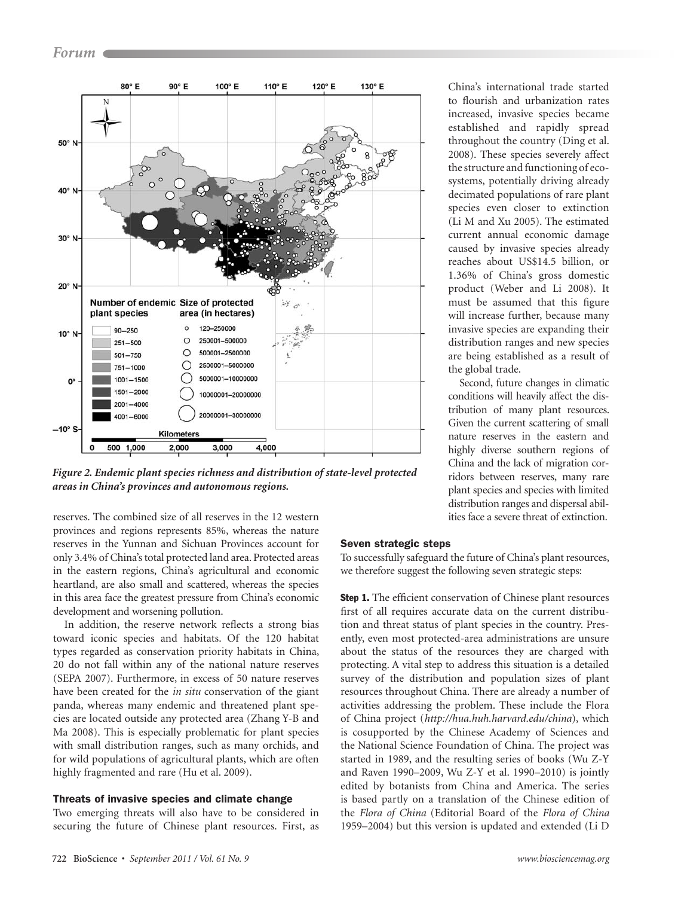*Figure 2. Endemic plant species richness and distribution of state-level protected areas in China's provinces and autonomous regions.*

reserves. The combined size of all reserves in the 12 western provinces and regions represents 85%, whereas the nature reserves in the Yunnan and Sichuan Provinces account for only 3.4% of China's total protected land area. Protected areas in the eastern regions, China's agricultural and economic heartland, are also small and scattered, whereas the species in this area face the greatest pressure from China's economic development and worsening pollution.

In addition, the reserve network reflects a strong bias toward iconic species and habitats. Of the 120 habitat types regarded as conservation priority habitats in China, 20 do not fall within any of the national nature reserves (SEPA 2007). Furthermore, in excess of 50 nature reserves have been created for the *in situ* conservation of the giant panda, whereas many endemic and threatened plant species are located outside any protected area (Zhang Y-B and Ma 2008). This is especially problematic for plant species with small distribution ranges, such as many orchids, and for wild populations of agricultural plants, which are often highly fragmented and rare (Hu et al. 2009).

## Threats of invasive species and climate change

Two emerging threats will also have to be considered in securing the future of Chinese plant resources. First, as China's international trade started to flourish and urbanization rates increased, invasive species became established and rapidly spread throughout the country (Ding et al. 2008). These species severely affect the structure and functioning of ecosystems, potentially driving already decimated populations of rare plant species even closer to extinction (Li M and Xu 2005). The estimated current annual economic damage caused by invasive species already reaches about US$14.5 billion, or 1.36% of China's gross domestic product (Weber and Li 2008). It must be assumed that this figure will increase further, because many invasive species are expanding their distribution ranges and new species are being established as a result of the global trade.

Second, future changes in climatic conditions will heavily affect the distribution of many plant resources. Given the current scattering of small nature reserves in the eastern and highly diverse southern regions of China and the lack of migration corridors between reserves, many rare plant species and species with limited distribution ranges and dispersal abilities face a severe threat of extinction.

## Seven strategic steps

To successfully safeguard the future of China's plant resources, we therefore suggest the following seven strategic steps:

**Step 1.** The efficient conservation of Chinese plant resources first of all requires accurate data on the current distribution and threat status of plant species in the country. Presently, even most protected-area administrations are unsure about the status of the resources they are charged with protecting. A vital step to address this situation is a detailed survey of the distribution and population sizes of plant resources throughout China. There are already a number of activities addressing the problem. These include the Flora of China project (*http://hua.huh.harvard.edu/china*), which is cosupported by the Chinese Academy of Sciences and the National Science Foundation of China. The project was started in 1989, and the resulting series of books (Wu Z-Y and Raven 1990–2009, Wu Z-Y et al. 1990–2010) is jointly edited by botanists from China and America. The series is based partly on a translation of the Chinese edition of the *Flora of China* (Editorial Board of the *Flora of China* 1959–2004) but this version is updated and extended (Li D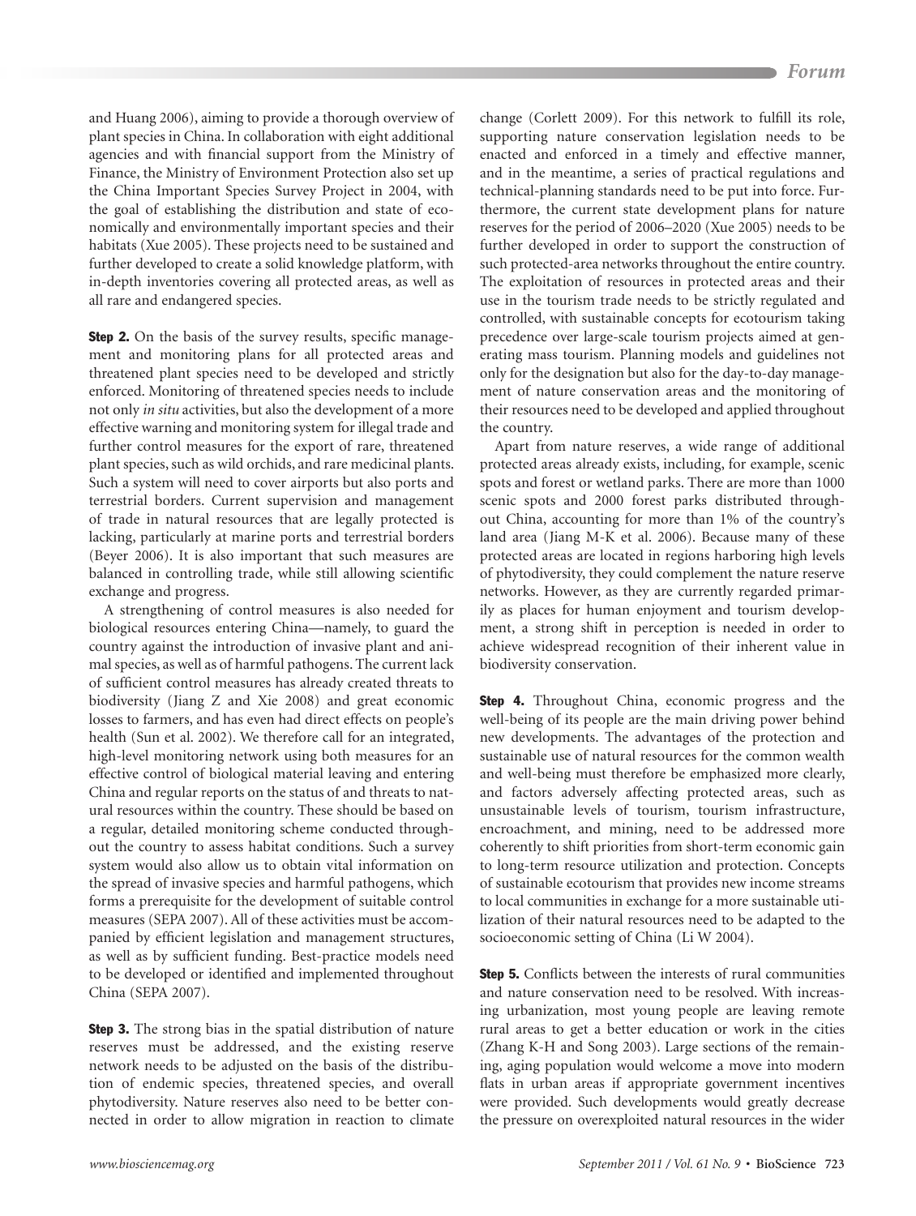and Huang 2006), aiming to provide a thorough overview of plant species in China. In collaboration with eight additional agencies and with financial support from the Ministry of Finance, the Ministry of Environment Protection also set up the China Important Species Survey Project in 2004, with the goal of establishing the distribution and state of economically and environmentally important species and their habitats (Xue 2005). These projects need to be sustained and further developed to create a solid knowledge platform, with in-depth inventories covering all protected areas, as well as all rare and endangered species.

**Step 2.** On the basis of the survey results, specific management and monitoring plans for all protected areas and threatened plant species need to be developed and strictly enforced. Monitoring of threatened species needs to include not only *in situ* activities, but also the development of a more effective warning and monitoring system for illegal trade and further control measures for the export of rare, threatened plant species, such as wild orchids, and rare medicinal plants. Such a system will need to cover airports but also ports and terrestrial borders. Current supervision and management of trade in natural resources that are legally protected is lacking, particularly at marine ports and terrestrial borders (Beyer 2006). It is also important that such measures are balanced in controlling trade, while still allowing scientific exchange and progress.

A strengthening of control measures is also needed for biological resources entering China—namely, to guard the country against the introduction of invasive plant and animal species, as well as of harmful pathogens. The current lack of sufficient control measures has already created threats to biodiversity (Jiang Z and Xie 2008) and great economic losses to farmers, and has even had direct effects on people's health (Sun et al. 2002). We therefore call for an integrated, high-level monitoring network using both measures for an effective control of biological material leaving and entering China and regular reports on the status of and threats to natural resources within the country. These should be based on a regular, detailed monitoring scheme conducted throughout the country to assess habitat conditions. Such a survey system would also allow us to obtain vital information on the spread of invasive species and harmful pathogens, which forms a prerequisite for the development of suitable control measures (SEPA 2007). All of these activities must be accompanied by efficient legislation and management structures, as well as by sufficient funding. Best-practice models need to be developed or identified and implemented throughout China (SEPA 2007).

**Step 3.** The strong bias in the spatial distribution of nature reserves must be addressed, and the existing reserve network needs to be adjusted on the basis of the distribution of endemic species, threatened species, and overall phytodiversity. Nature reserves also need to be better connected in order to allow migration in reaction to climate change (Corlett 2009). For this network to fulfill its role, supporting nature conservation legislation needs to be enacted and enforced in a timely and effective manner, and in the meantime, a series of practical regulations and technical-planning standards need to be put into force. Furthermore, the current state development plans for nature reserves for the period of 2006–2020 (Xue 2005) needs to be further developed in order to support the construction of such protected-area networks throughout the entire country. The exploitation of resources in protected areas and their use in the tourism trade needs to be strictly regulated and controlled, with sustainable concepts for ecotourism taking precedence over large-scale tourism projects aimed at generating mass tourism. Planning models and guidelines not only for the designation but also for the day-to-day management of nature conservation areas and the monitoring of their resources need to be developed and applied throughout the country.

Apart from nature reserves, a wide range of additional protected areas already exists, including, for example, scenic spots and forest or wetland parks. There are more than 1000 scenic spots and 2000 forest parks distributed throughout China, accounting for more than 1% of the country's land area (Jiang M-K et al. 2006). Because many of these protected areas are located in regions harboring high levels of phytodiversity, they could complement the nature reserve networks. However, as they are currently regarded primarily as places for human enjoyment and tourism development, a strong shift in perception is needed in order to achieve widespread recognition of their inherent value in biodiversity conservation.

**Step 4.** Throughout China, economic progress and the well-being of its people are the main driving power behind new developments. The advantages of the protection and sustainable use of natural resources for the common wealth and well-being must therefore be emphasized more clearly, and factors adversely affecting protected areas, such as unsustainable levels of tourism, tourism infrastructure, encroachment, and mining, need to be addressed more coherently to shift priorities from short-term economic gain to long-term resource utilization and protection. Concepts of sustainable ecotourism that provides new income streams to local communities in exchange for a more sustainable utilization of their natural resources need to be adapted to the socioeconomic setting of China (Li W 2004).

**Step 5.** Conflicts between the interests of rural communities and nature conservation need to be resolved. With increasing urbanization, most young people are leaving remote rural areas to get a better education or work in the cities (Zhang K-H and Song 2003). Large sections of the remaining, aging population would welcome a move into modern flats in urban areas if appropriate government incentives were provided. Such developments would greatly decrease the pressure on overexploited natural resources in the wider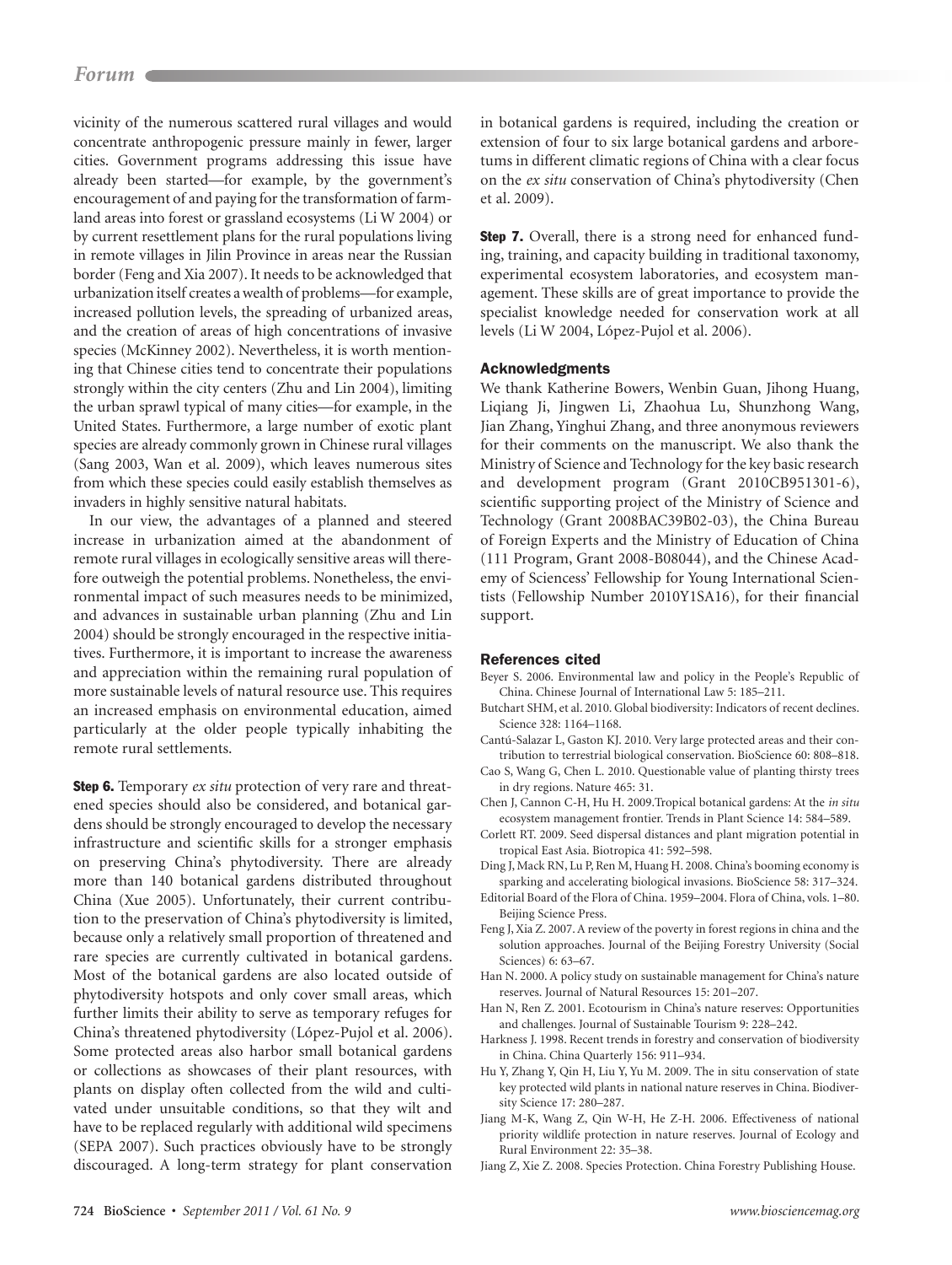vicinity of the numerous scattered rural villages and would concentrate anthropogenic pressure mainly in fewer, larger cities. Government programs addressing this issue have already been started—for example, by the government's encouragement of and paying for the transformation of farmland areas into forest or grassland ecosystems (Li W 2004) or by current resettlement plans for the rural populations living in remote villages in Jilin Province in areas near the Russian border (Feng and Xia 2007). It needs to be acknowledged that urbanization itself creates a wealth of problems—for example, increased pollution levels, the spreading of urbanized areas, and the creation of areas of high concentrations of invasive species (McKinney 2002). Nevertheless, it is worth mentioning that Chinese cities tend to concentrate their populations strongly within the city centers (Zhu and Lin 2004), limiting the urban sprawl typical of many cities—for example, in the United States. Furthermore, a large number of exotic plant species are already commonly grown in Chinese rural villages (Sang 2003, Wan et al. 2009), which leaves numerous sites from which these species could easily establish themselves as invaders in highly sensitive natural habitats.

In our view, the advantages of a planned and steered increase in urbanization aimed at the abandonment of remote rural villages in ecologically sensitive areas will therefore outweigh the potential problems. Nonetheless, the environmental impact of such measures needs to be minimized, and advances in sustainable urban planning (Zhu and Lin 2004) should be strongly encouraged in the respective initiatives. Furthermore, it is important to increase the awareness and appreciation within the remaining rural population of more sustainable levels of natural resource use. This requires an increased emphasis on environmental education, aimed particularly at the older people typically inhabiting the remote rural settlements.

**Step 6.** Temporary *ex situ* protection of very rare and threatened species should also be considered, and botanical gardens should be strongly encouraged to develop the necessary infrastructure and scientific skills for a stronger emphasis on preserving China's phytodiversity. There are already more than 140 botanical gardens distributed throughout China (Xue 2005). Unfortunately, their current contribution to the preservation of China's phytodiversity is limited, because only a relatively small proportion of threatened and rare species are currently cultivated in botanical gardens. Most of the botanical gardens are also located outside of phytodiversity hotspots and only cover small areas, which further limits their ability to serve as temporary refuges for China's threatened phytodiversity (López-Pujol et al. 2006). Some protected areas also harbor small botanical gardens or collections as showcases of their plant resources, with plants on display often collected from the wild and cultivated under unsuitable conditions, so that they wilt and have to be replaced regularly with additional wild specimens (SEPA 2007). Such practices obviously have to be strongly discouraged. A long-term strategy for plant conservation in botanical gardens is required, including the creation or extension of four to six large botanical gardens and arboretums in different climatic regions of China with a clear focus on the *ex situ* conservation of China's phytodiversity (Chen et al. 2009).

**Step 7.** Overall, there is a strong need for enhanced funding, training, and capacity building in traditional taxonomy, experimental ecosystem laboratories, and ecosystem management. These skills are of great importance to provide the specialist knowledge needed for conservation work at all levels (Li W 2004, López-Pujol et al. 2006).

## Acknowledgments

We thank Katherine Bowers, Wenbin Guan, Jihong Huang, Liqiang Ji, Jingwen Li, Zhaohua Lu, Shunzhong Wang, Jian Zhang, Yinghui Zhang, and three anonymous reviewers for their comments on the manuscript. We also thank the Ministry of Science and Technology for the key basic research and development program (Grant 2010CB951301-6), scientific supporting project of the Ministry of Science and Technology (Grant 2008BAC39B02-03), the China Bureau of Foreign Experts and the Ministry of Education of China (111 Program, Grant 2008-B08044), and the Chinese Academy of Sciencess' Fellowship for Young International Scientists (Fellowship Number 2010Y1SA16), for their financial support.

## References cited

Beyer S. 2006. Environmental law and policy in the People's Republic of China. Chinese Journal of International Law 5: 185–211.

Butchart SHM, et al. 2010. Global biodiversity: Indicators of recent declines. Science 328: 1164–1168.

Cantú-Salazar L, Gaston KJ. 2010. Very large protected areas and their contribution to terrestrial biological conservation. BioScience 60: 808–818.

Cao S, Wang G, Chen L. 2010. Questionable value of planting thirsty trees in dry regions. Nature 465: 31.

Chen J, Cannon C-H, Hu H. 2009.Tropical botanical gardens: At the *in situ* ecosystem management frontier. Trends in Plant Science 14: 584–589.

Corlett RT. 2009. Seed dispersal distances and plant migration potential in tropical East Asia. Biotropica 41: 592–598.

Ding J, Mack RN, Lu P, Ren M, Huang H. 2008. China's booming economy is sparking and accelerating biological invasions. BioScience 58: 317–324.

Editorial Board of the Flora of China. 1959–2004. Flora of China, vols. 1–80. Beijing Science Press.

Feng J, Xia Z. 2007. A review of the poverty in forest regions in china and the solution approaches. Journal of the Beijing Forestry University (Social Sciences) 6: 63–67.

Han N. 2000. A policy study on sustainable management for China's nature reserves. Journal of Natural Resources 15: 201–207.

Han N, Ren Z. 2001. Ecotourism in China's nature reserves: Opportunities and challenges. Journal of Sustainable Tourism 9: 228–242.

Harkness J. 1998. Recent trends in forestry and conservation of biodiversity in China. China Quarterly 156: 911–934.

Hu Y, Zhang Y, Qin H, Liu Y, Yu M. 2009. The in situ conservation of state key protected wild plants in national nature reserves in China. Biodiversity Science 17: 280–287.

Jiang M-K, Wang Z, Qin W-H, He Z-H. 2006. Effectiveness of national priority wildlife protection in nature reserves. Journal of Ecology and Rural Environment 22: 35–38.

Jiang Z, Xie Z. 2008. Species Protection. China Forestry Publishing House.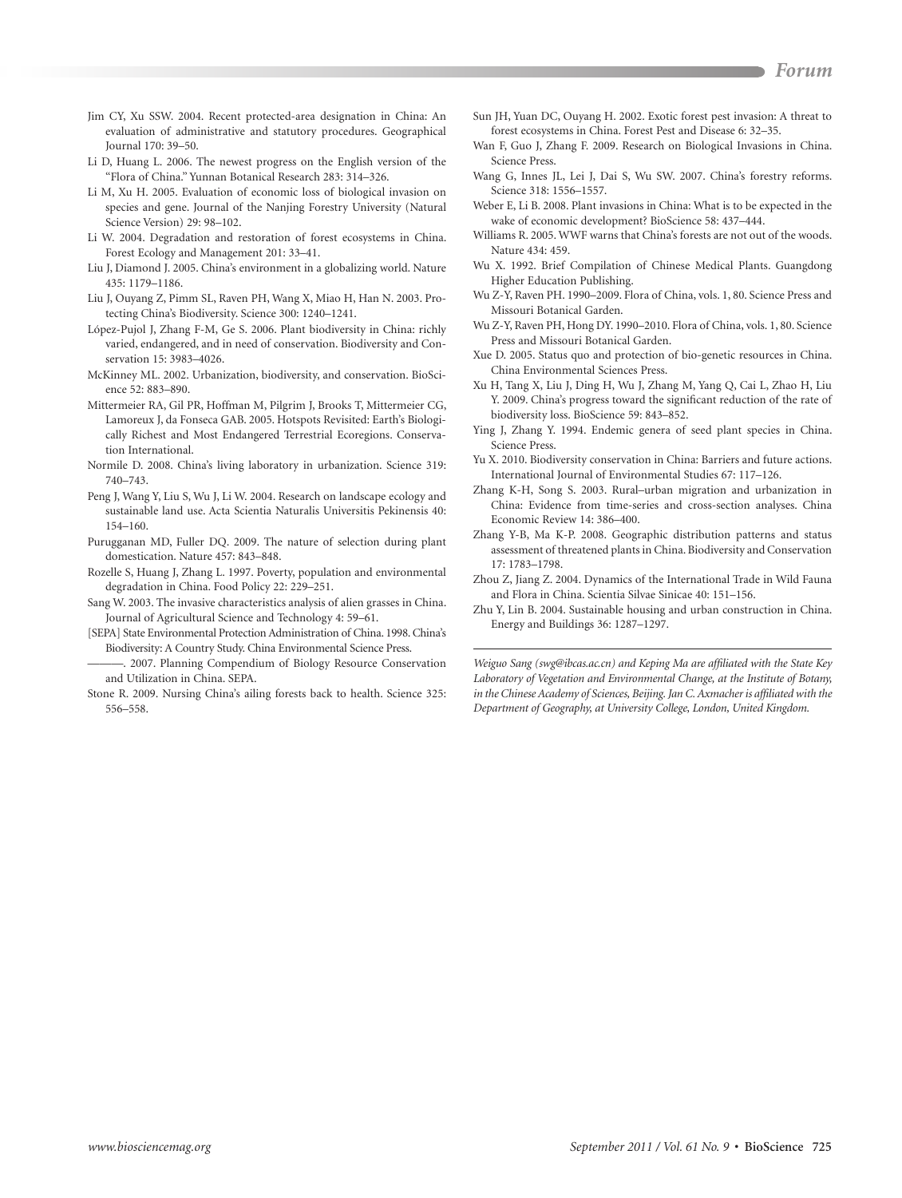Jim CY, Xu SSW. 2004. Recent protected-area designation in China: An evaluation of administrative and statutory procedures. Geographical Journal 170: 39–50.

Li D, Huang L. 2006. The newest progress on the English version of the "Flora of China." Yunnan Botanical Research 283: 314–326.

Li M, Xu H. 2005. Evaluation of economic loss of biological invasion on species and gene. Journal of the Nanjing Forestry University (Natural Science Version) 29: 98–102.

Li W. 2004. Degradation and restoration of forest ecosystems in China. Forest Ecology and Management 201: 33–41.

Liu J, Diamond J. 2005. China's environment in a globalizing world. Nature 435: 1179–1186.

Liu J, Ouyang Z, Pimm SL, Raven PH, Wang X, Miao H, Han N. 2003. Protecting China's Biodiversity. Science 300: 1240–1241.

López-Pujol J, Zhang F-M, Ge S. 2006. Plant biodiversity in China: richly varied, endangered, and in need of conservation. Biodiversity and Conservation 15: 3983–4026.

McKinney ML. 2002. Urbanization, biodiversity, and conservation. BioScience 52: 883–890.

Mittermeier RA, Gil PR, Hoffman M, Pilgrim J, Brooks T, Mittermeier CG, Lamoreux J, da Fonseca GAB. 2005. Hotspots Revisited: Earth's Biologically Richest and Most Endangered Terrestrial Ecoregions. Conservation International.

Normile D. 2008. China's living laboratory in urbanization. Science 319: 740–743.

Peng J, Wang Y, Liu S, Wu J, Li W. 2004. Research on landscape ecology and sustainable land use. Acta Scientia Naturalis Universitis Pekinensis 40: 154–160.

Purugganan MD, Fuller DQ. 2009. The nature of selection during plant domestication. Nature 457: 843–848.

Rozelle S, Huang J, Zhang L. 1997. Poverty, population and environmental degradation in China. Food Policy 22: 229–251.

Sang W. 2003. The invasive characteristics analysis of alien grasses in China. Journal of Agricultural Science and Technology 4: 59–61.

[SEPA] State Environmental Protection Administration of China. 1998. China's Biodiversity: A Country Study. China Environmental Science Press.

———. 2007. Planning Compendium of Biology Resource Conservation and Utilization in China. SEPA.

Stone R. 2009. Nursing China's ailing forests back to health. Science 325: 556–558.

Sun JH, Yuan DC, Ouyang H. 2002. Exotic forest pest invasion: A threat to forest ecosystems in China. Forest Pest and Disease 6: 32–35.

Wan F, Guo J, Zhang F. 2009. Research on Biological Invasions in China. Science Press.

Wang G, Innes JL, Lei J, Dai S, Wu SW. 2007. China's forestry reforms. Science 318: 1556–1557.

Weber E, Li B. 2008. Plant invasions in China: What is to be expected in the wake of economic development? BioScience 58: 437–444.

Williams R. 2005. WWF warns that China's forests are not out of the woods. Nature 434: 459.

Wu X. 1992. Brief Compilation of Chinese Medical Plants. Guangdong Higher Education Publishing.

Wu Z-Y, Raven PH. 1990–2009. Flora of China, vols. 1, 80. Science Press and Missouri Botanical Garden.

Wu Z-Y, Raven PH, Hong DY. 1990–2010. Flora of China, vols. 1, 80. Science Press and Missouri Botanical Garden.

Xue D. 2005. Status quo and protection of bio-genetic resources in China. China Environmental Sciences Press.

Xu H, Tang X, Liu J, Ding H, Wu J, Zhang M, Yang Q, Cai L, Zhao H, Liu Y. 2009. China's progress toward the significant reduction of the rate of biodiversity loss. BioScience 59: 843–852.

Ying J, Zhang Y. 1994. Endemic genera of seed plant species in China. Science Press.

Yu X. 2010. Biodiversity conservation in China: Barriers and future actions. International Journal of Environmental Studies 67: 117–126.

Zhang K-H, Song S. 2003. Rural–urban migration and urbanization in China: Evidence from time-series and cross-section analyses. China Economic Review 14: 386–400.

Zhang Y-B, Ma K-P. 2008. Geographic distribution patterns and status assessment of threatened plants in China. Biodiversity and Conservation 17: 1783–1798.

Zhou Z, Jiang Z. 2004. Dynamics of the International Trade in Wild Fauna and Flora in China. Scientia Silvae Sinicae 40: 151–156.

Zhu Y, Lin B. 2004. Sustainable housing and urban construction in China. Energy and Buildings 36: 1287–1297.

---

*Weiguo Sang (swg@ibcas.ac.cn) and Keping Ma are affiliated with the State Key Laboratory of Vegetation and Environmental Change, at the Institute of Botany, in the Chinese Academy of Sciences, Beijing. Jan C. Axmacher is affiliated with the Department of Geography, at University College, London, United Kingdom.*